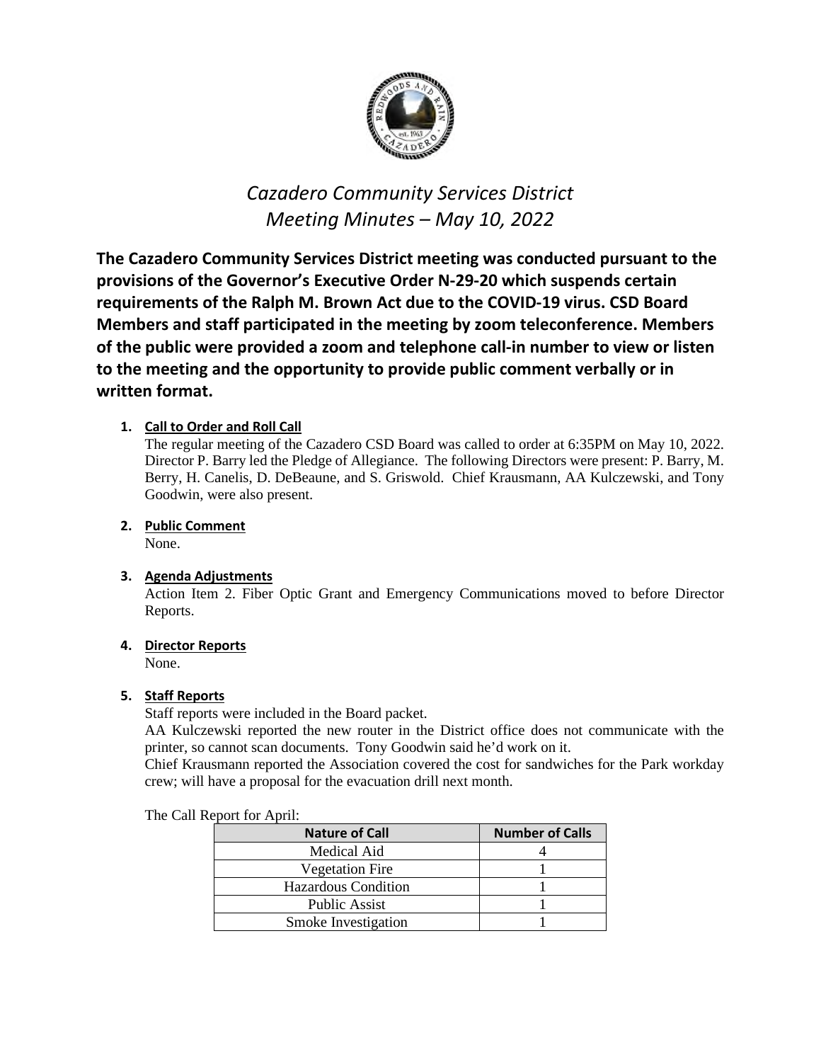# *Cazadero Community Services District*
# *Meeting Minutes – May 10, 2022*

**The Cazadero Community Services District meeting was conducted pursuant to the provisions of the Governor's Executive Order N-29-20 which suspends certain requirements of the Ralph M. Brown Act due to the COVID-19 virus. CSD Board Members and staff participated in the meeting by zoom teleconference. Members of the public were provided a zoom and telephone call-in number to view or listen to the meeting and the opportunity to provide public comment verbally or in written format.**

1. **Call to Order and Roll Call**
   The regular meeting of the Cazadero CSD Board was called to order at 6:35PM on May 10, 2022. Director P. Barry led the Pledge of Allegiance. The following Directors were present: P. Barry, M. Berry, H. Canelis, D. DeBeaune, and S. Griswold. Chief Krausmann, AA Kulczewski, and Tony Goodwin, were also present.

2. **Public Comment**
   None.

3. **Agenda Adjustments**
   Action Item 2. Fiber Optic Grant and Emergency Communications moved to before Director Reports.

4. **Director Reports**
   None.

5. **Staff Reports**
   Staff reports were included in the Board packet.
   AA Kulczewski reported the new router in the District office does not communicate with the printer, so cannot scan documents. Tony Goodwin said he'd work on it.
   Chief Krausmann reported the Association covered the cost for sandwiches for the Park workday crew; will have a proposal for the evacuation drill next month.

   The Call Report for April:

| Nature of Call | Number of Calls |
|---|---|
| Medical Aid | 4 |
| Vegetation Fire | 1 |
| Hazardous Condition | 1 |
| Public Assist | 1 |
| Smoke Investigation | 1 |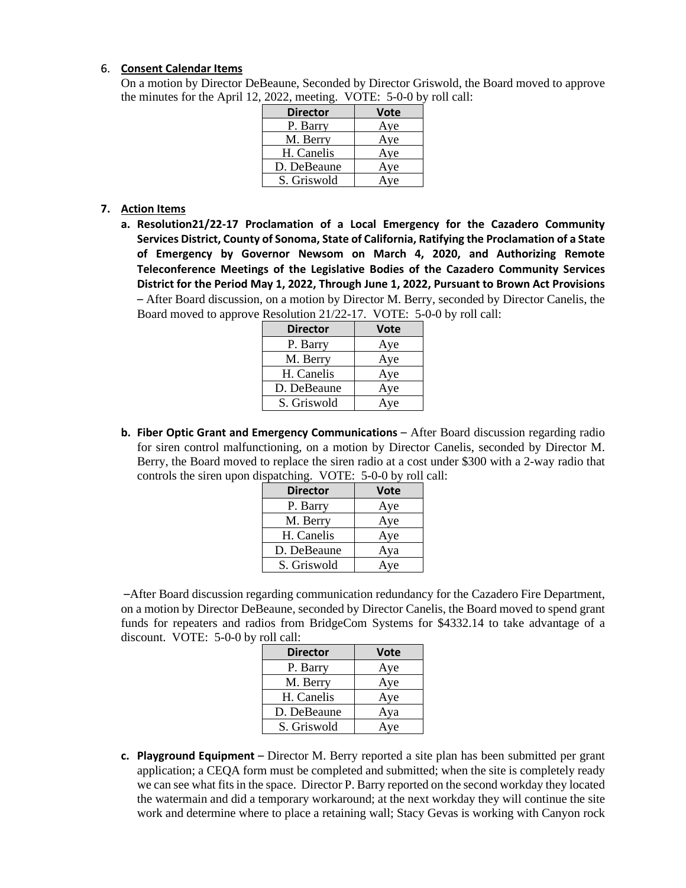6. **Consent Calendar Items**

   On a motion by Director DeBeaune, Seconded by Director Griswold, the Board moved to approve the minutes for the April 12, 2022, meeting. VOTE: 5-0-0 by roll call:

| Director | Vote |
|---|---|
| P. Barry | Aye |
| M. Berry | Aye |
| H. Canelis | Aye |
| D. DeBeaune | Aye |
| S. Griswold | Aye |

7. **Action Items**

   a. **Resolution21/22-17 Proclamation of a Local Emergency for the Cazadero Community Services District, County of Sonoma, State of California, Ratifying the Proclamation of a State of Emergency by Governor Newsom on March 4, 2020, and Authorizing Remote Teleconference Meetings of the Legislative Bodies of the Cazadero Community Services District for the Period May 1, 2022, Through June 1, 2022, Pursuant to Brown Act Provisions** – After Board discussion, on a motion by Director M. Berry, seconded by Director Canelis, the Board moved to approve Resolution 21/22-17. VOTE: 5-0-0 by roll call:

| Director | Vote |
|---|---|
| P. Barry | Aye |
| M. Berry | Aye |
| H. Canelis | Aye |
| D. DeBeaune | Aye |
| S. Griswold | Aye |

   b. **Fiber Optic Grant and Emergency Communications** – After Board discussion regarding radio for siren control malfunctioning, on a motion by Director Canelis, seconded by Director M. Berry, the Board moved to replace the siren radio at a cost under $300 with a 2-way radio that controls the siren upon dispatching. VOTE: 5-0-0 by roll call:

| Director | Vote |
|---|---|
| P. Barry | Aye |
| M. Berry | Aye |
| H. Canelis | Aye |
| D. DeBeaune | Aya |
| S. Griswold | Aye |

   –After Board discussion regarding communication redundancy for the Cazadero Fire Department, on a motion by Director DeBeaune, seconded by Director Canelis, the Board moved to spend grant funds for repeaters and radios from BridgeCom Systems for $4332.14 to take advantage of a discount. VOTE: 5-0-0 by roll call:

| Director | Vote |
|---|---|
| P. Barry | Aye |
| M. Berry | Aye |
| H. Canelis | Aye |
| D. DeBeaune | Aya |
| S. Griswold | Aye |

   c. **Playground Equipment** – Director M. Berry reported a site plan has been submitted per grant application; a CEQA form must be completed and submitted; when the site is completely ready we can see what fits in the space. Director P. Barry reported on the second workday they located the watermain and did a temporary workaround; at the next workday they will continue the site work and determine where to place a retaining wall; Stacy Gevas is working with Canyon rock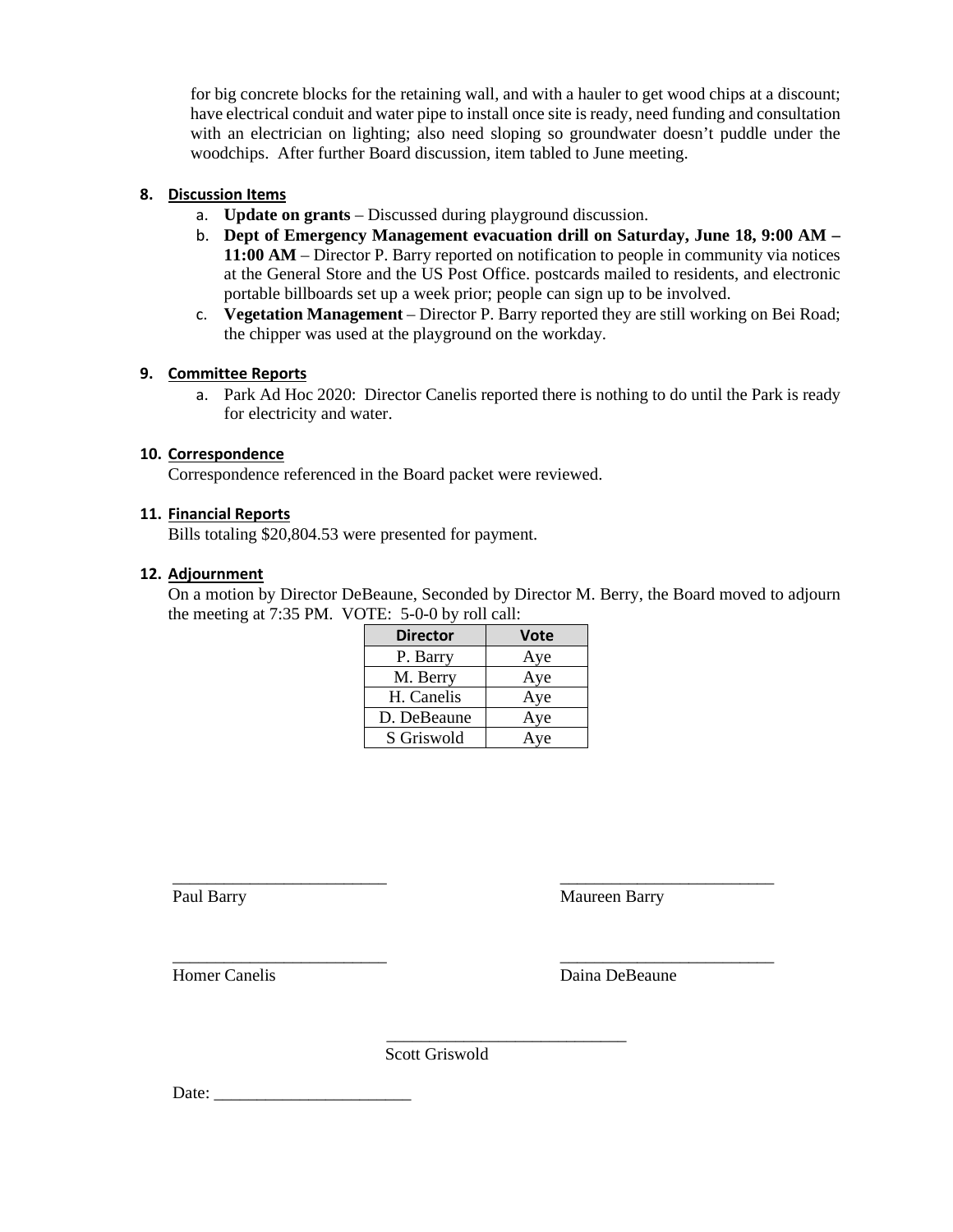for big concrete blocks for the retaining wall, and with a hauler to get wood chips at a discount; have electrical conduit and water pipe to install once site is ready, need funding and consultation with an electrician on lighting; also need sloping so groundwater doesn't puddle under the woodchips. After further Board discussion, item tabled to June meeting.

**8. Discussion Items**

a. **Update on grants** – Discussed during playground discussion.

b. **Dept of Emergency Management evacuation drill on Saturday, June 18, 9:00 AM – 11:00 AM** – Director P. Barry reported on notification to people in community via notices at the General Store and the US Post Office. postcards mailed to residents, and electronic portable billboards set up a week prior; people can sign up to be involved.

c. **Vegetation Management** – Director P. Barry reported they are still working on Bei Road; the chipper was used at the playground on the workday.

**9. Committee Reports**

a. Park Ad Hoc 2020: Director Canelis reported there is nothing to do until the Park is ready for electricity and water.

**10. Correspondence**

Correspondence referenced in the Board packet were reviewed.

**11. Financial Reports**

Bills totaling $20,804.53 were presented for payment.

**12. Adjournment**

On a motion by Director DeBeaune, Seconded by Director M. Berry, the Board moved to adjourn the meeting at 7:35 PM. VOTE: 5-0-0 by roll call:

| Director | Vote |
|---|---|
| P. Barry | Aye |
| M. Berry | Aye |
| H. Canelis | Aye |
| D. DeBeaune | Aye |
| S Griswold | Aye |

_________________________ Paul Barry

_________________________ Maureen Barry

_________________________ Homer Canelis

_________________________ Daina DeBeaune

___________________________ Scott Griswold

Date: ______________________